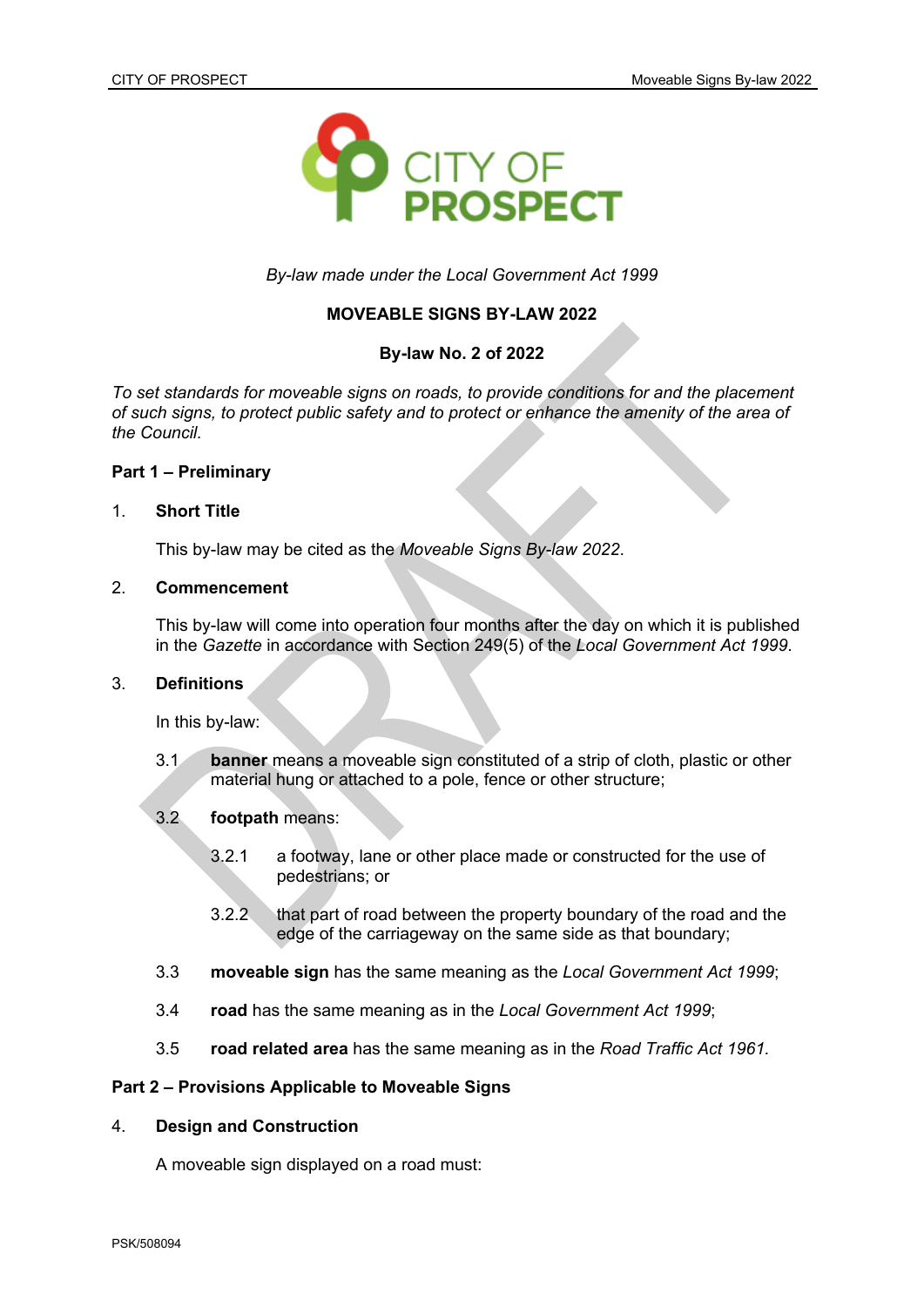*By-law made under the Local Government Act 1999*

**MOVEABLE SIGNS BY-LAW 2022**

**By-law No. 2 of 2022**

*To set standards for moveable signs on roads, to provide conditions for and the placement of such signs, to protect public safety and to protect or enhance the amenity of the area of the Council.*

**Part 1 – Preliminary**

1. **Short Title**

   This by-law may be cited as the *Moveable Signs By-law 2022*.

2. **Commencement**

   This by-law will come into operation four months after the day on which it is published in the *Gazette* in accordance with Section 249(5) of the *Local Government Act 1999*.

3. **Definitions**

   In this by-law:

   3.1 **banner** means a moveable sign constituted of a strip of cloth, plastic or other material hung or attached to a pole, fence or other structure;

   3.2 **footpath** means:

   3.2.1 a footway, lane or other place made or constructed for the use of pedestrians; or

   3.2.2 that part of road between the property boundary of the road and the edge of the carriageway on the same side as that boundary;

   3.3 **moveable sign** has the same meaning as the *Local Government Act 1999*;

   3.4 **road** has the same meaning as in the *Local Government Act 1999*;

   3.5 **road related area** has the same meaning as in the *Road Traffic Act 1961.*

**Part 2 – Provisions Applicable to Moveable Signs**

4. **Design and Construction**

   A moveable sign displayed on a road must: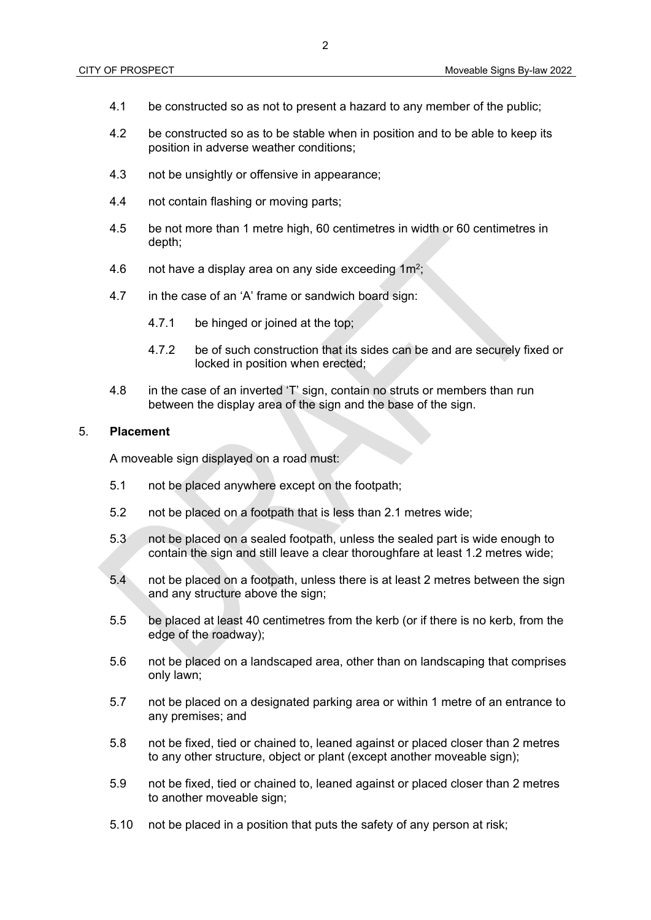4.1 be constructed so as not to present a hazard to any member of the public;

4.2 be constructed so as to be stable when in position and to be able to keep its position in adverse weather conditions;

4.3 not be unsightly or offensive in appearance;

4.4 not contain flashing or moving parts;

4.5 be not more than 1 metre high, 60 centimetres in width or 60 centimetres in depth;

4.6 not have a display area on any side exceeding $1m^2$;

4.7 in the case of an 'A' frame or sandwich board sign:

   4.7.1 be hinged or joined at the top;

   4.7.2 be of such construction that its sides can be and are securely fixed or locked in position when erected;

4.8 in the case of an inverted 'T' sign, contain no struts or members than run between the display area of the sign and the base of the sign.

5. **Placement**

A moveable sign displayed on a road must:

5.1 not be placed anywhere except on the footpath;

5.2 not be placed on a footpath that is less than 2.1 metres wide;

5.3 not be placed on a sealed footpath, unless the sealed part is wide enough to contain the sign and still leave a clear thoroughfare at least 1.2 metres wide;

5.4 not be placed on a footpath, unless there is at least 2 metres between the sign and any structure above the sign;

5.5 be placed at least 40 centimetres from the kerb (or if there is no kerb, from the edge of the roadway);

5.6 not be placed on a landscaped area, other than on landscaping that comprises only lawn;

5.7 not be placed on a designated parking area or within 1 metre of an entrance to any premises; and

5.8 not be fixed, tied or chained to, leaned against or placed closer than 2 metres to any other structure, object or plant (except another moveable sign);

5.9 not be fixed, tied or chained to, leaned against or placed closer than 2 metres to another moveable sign;

5.10 not be placed in a position that puts the safety of any person at risk;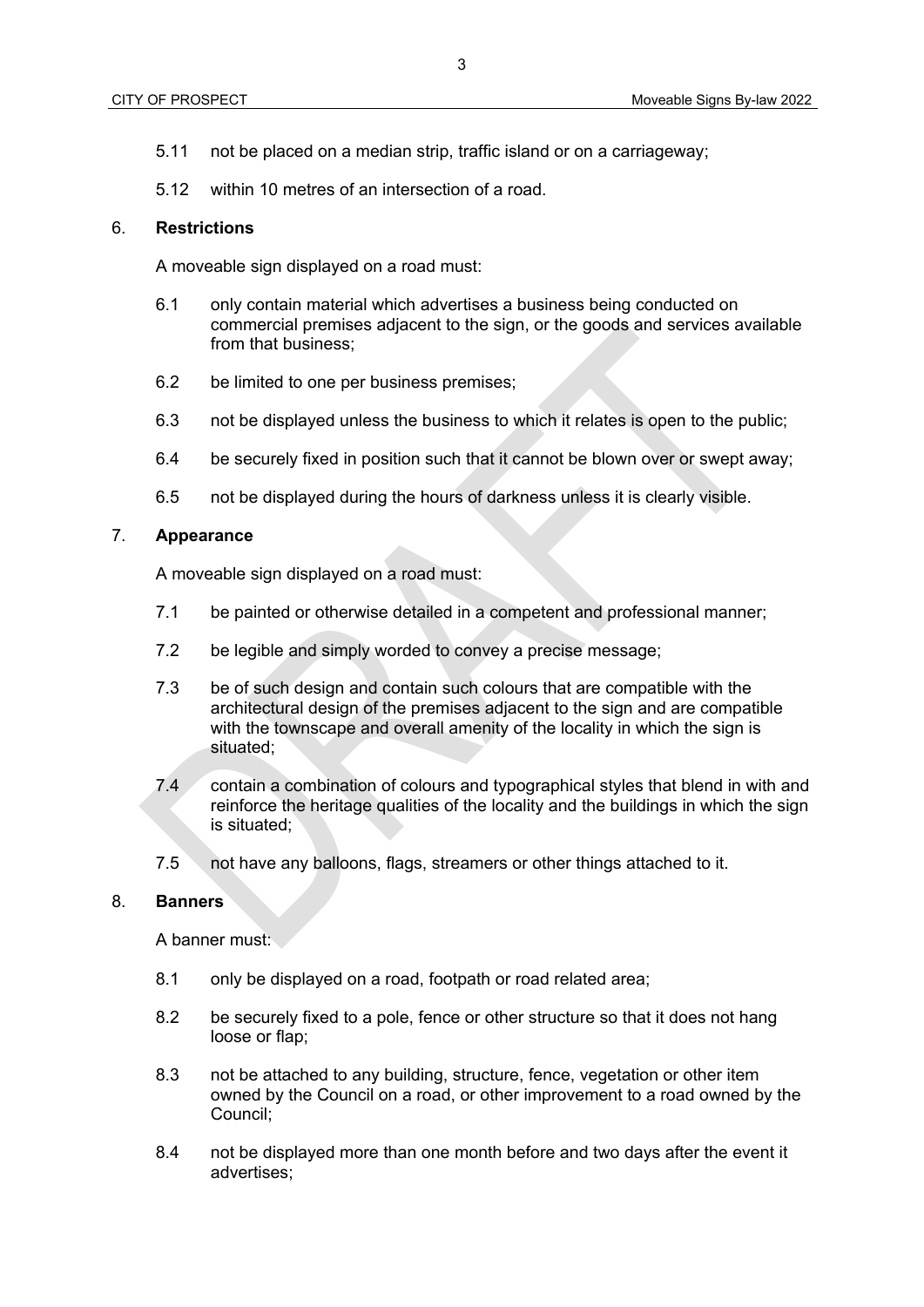5.11 not be placed on a median strip, traffic island or on a carriageway;

5.12 within 10 metres of an intersection of a road.

6. **Restrictions**

A moveable sign displayed on a road must:

6.1 only contain material which advertises a business being conducted on commercial premises adjacent to the sign, or the goods and services available from that business;

6.2 be limited to one per business premises;

6.3 not be displayed unless the business to which it relates is open to the public;

6.4 be securely fixed in position such that it cannot be blown over or swept away;

6.5 not be displayed during the hours of darkness unless it is clearly visible.

7. **Appearance**

A moveable sign displayed on a road must:

7.1 be painted or otherwise detailed in a competent and professional manner;

7.2 be legible and simply worded to convey a precise message;

7.3 be of such design and contain such colours that are compatible with the architectural design of the premises adjacent to the sign and are compatible with the townscape and overall amenity of the locality in which the sign is situated;

7.4 contain a combination of colours and typographical styles that blend in with and reinforce the heritage qualities of the locality and the buildings in which the sign is situated;

7.5 not have any balloons, flags, streamers or other things attached to it.

8. **Banners**

A banner must:

8.1 only be displayed on a road, footpath or road related area;

8.2 be securely fixed to a pole, fence or other structure so that it does not hang loose or flap;

8.3 not be attached to any building, structure, fence, vegetation or other item owned by the Council on a road, or other improvement to a road owned by the Council;

8.4 not be displayed more than one month before and two days after the event it advertises;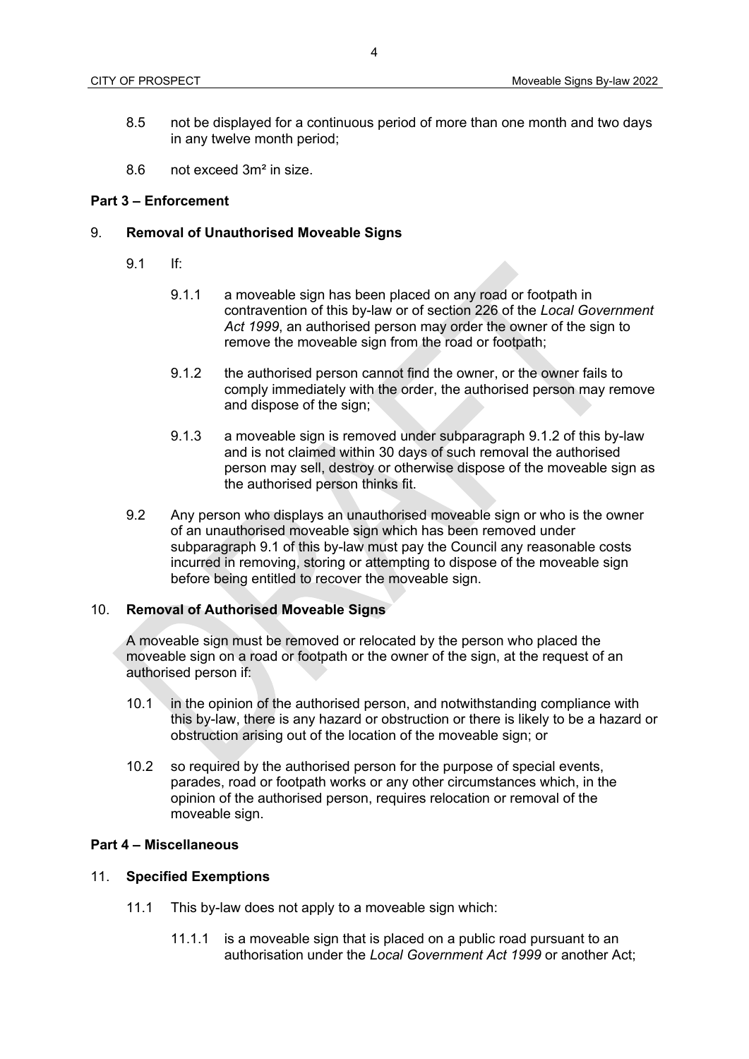8.5 not be displayed for a continuous period of more than one month and two days in any twelve month period;

8.6 not exceed $3m^2$ in size.

**Part 3 – Enforcement**

9. **Removal of Unauthorised Moveable Signs**

9.1 If:

9.1.1 a moveable sign has been placed on any road or footpath in contravention of this by-law or of section 226 of the *Local Government Act 1999*, an authorised person may order the owner of the sign to remove the moveable sign from the road or footpath;

9.1.2 the authorised person cannot find the owner, or the owner fails to comply immediately with the order, the authorised person may remove and dispose of the sign;

9.1.3 a moveable sign is removed under subparagraph 9.1.2 of this by-law and is not claimed within 30 days of such removal the authorised person may sell, destroy or otherwise dispose of the moveable sign as the authorised person thinks fit.

9.2 Any person who displays an unauthorised moveable sign or who is the owner of an unauthorised moveable sign which has been removed under subparagraph 9.1 of this by-law must pay the Council any reasonable costs incurred in removing, storing or attempting to dispose of the moveable sign before being entitled to recover the moveable sign.

10. **Removal of Authorised Moveable Signs**

A moveable sign must be removed or relocated by the person who placed the moveable sign on a road or footpath or the owner of the sign, at the request of an authorised person if:

10.1 in the opinion of the authorised person, and notwithstanding compliance with this by-law, there is any hazard or obstruction or there is likely to be a hazard or obstruction arising out of the location of the moveable sign; or

10.2 so required by the authorised person for the purpose of special events, parades, road or footpath works or any other circumstances which, in the opinion of the authorised person, requires relocation or removal of the moveable sign.

**Part 4 – Miscellaneous**

11. **Specified Exemptions**

11.1 This by-law does not apply to a moveable sign which:

11.1.1 is a moveable sign that is placed on a public road pursuant to an authorisation under the *Local Government Act 1999* or another Act;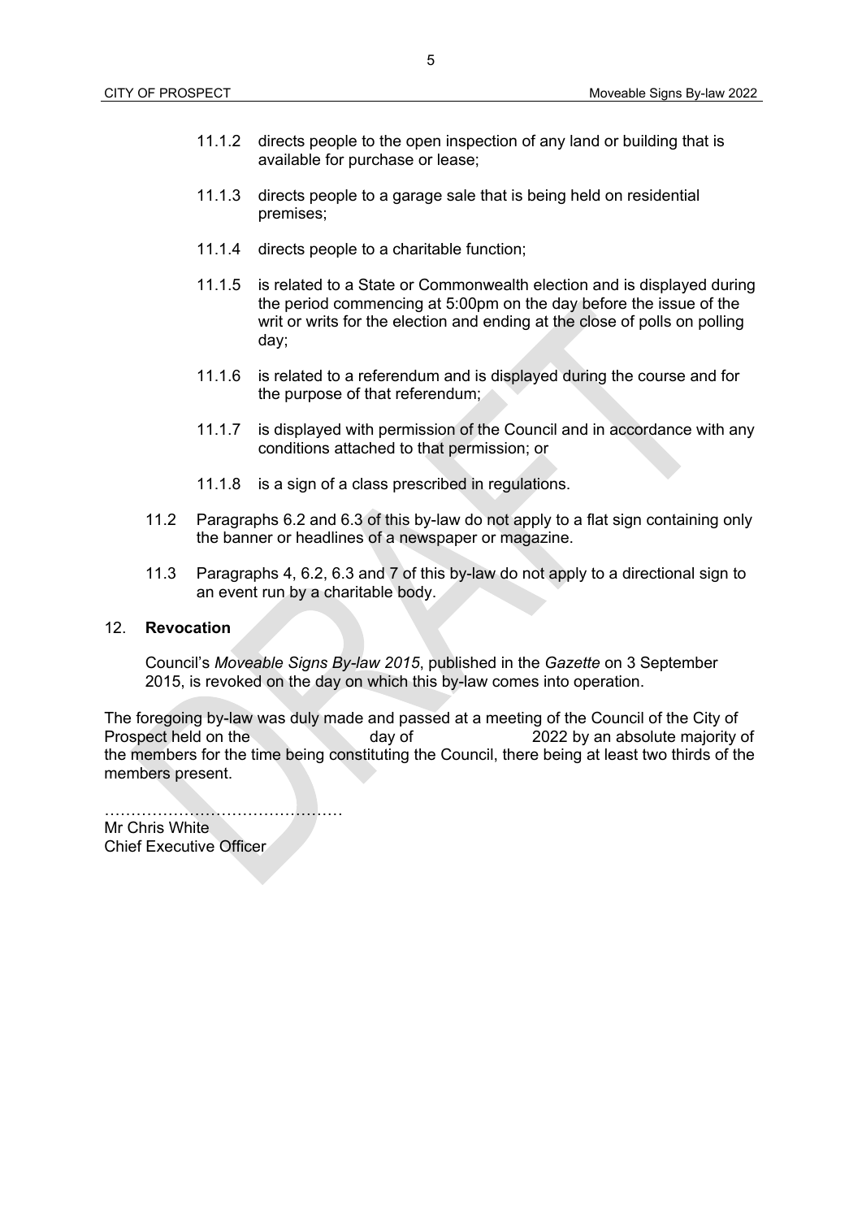11.1.2 directs people to the open inspection of any land or building that is available for purchase or lease;

11.1.3 directs people to a garage sale that is being held on residential premises;

11.1.4 directs people to a charitable function;

11.1.5 is related to a State or Commonwealth election and is displayed during the period commencing at 5:00pm on the day before the issue of the writ or writs for the election and ending at the close of polls on polling day;

11.1.6 is related to a referendum and is displayed during the course and for the purpose of that referendum;

11.1.7 is displayed with permission of the Council and in accordance with any conditions attached to that permission; or

11.1.8 is a sign of a class prescribed in regulations.

11.2 Paragraphs 6.2 and 6.3 of this by-law do not apply to a flat sign containing only the banner or headlines of a newspaper or magazine.

11.3 Paragraphs 4, 6.2, 6.3 and 7 of this by-law do not apply to a directional sign to an event run by a charitable body.

## 12. **Revocation**

Council's *Moveable Signs By-law 2015*, published in the *Gazette* on 3 September 2015, is revoked on the day on which this by-law comes into operation.

The foregoing by-law was duly made and passed at a meeting of the Council of the City of Prospect held on the day of 2022 by an absolute majority of the members for the time being constituting the Council, there being at least two thirds of the members present.

……………………………………
Mr Chris White
Chief Executive Officer